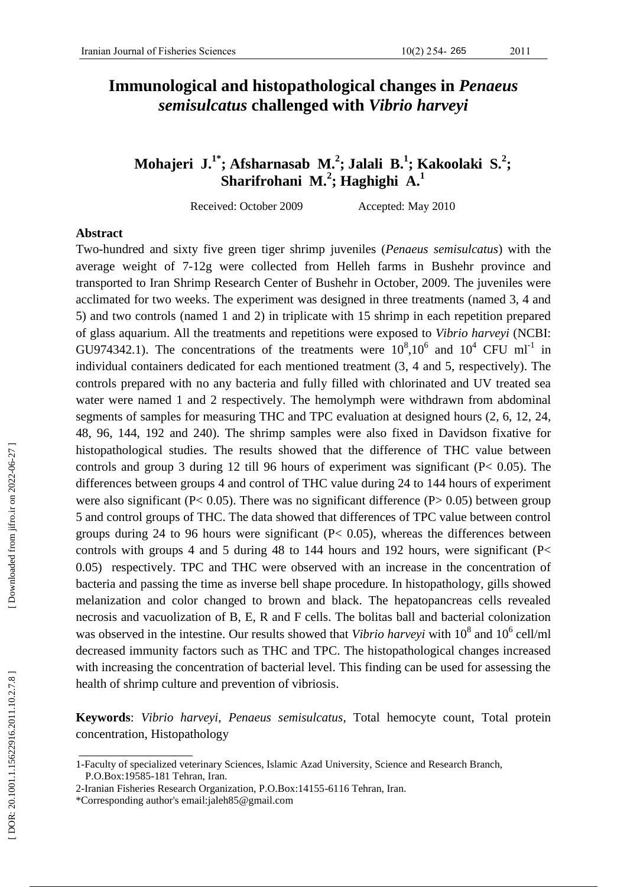# Immunological and histopathological changes in *Penaeus semisulcatus* challenged with *Vibrio harveyi*

**Mohajeri J.[1*]; Afsharnasab M.[2]; Jalali B.[1]; Kakoolaki S.[2]; Sharifrohani M.[2]; Haghighi A.[1]**

Received: October 2009    Accepted: May 2010

## Abstract

Two-hundred and sixty five green tiger shrimp juveniles (*Penaeus semisulcatus*) with the average weight of 7-12g were collected from Helleh farms in Bushehr province and transported to Iran Shrimp Research Center of Bushehr in October, 2009. The juveniles were acclimated for two weeks. The experiment was designed in three treatments (named 3, 4 and 5) and two controls (named 1 and 2) in triplicate with 15 shrimp in each repetition prepared of glass aquarium. All the treatments and repetitions were exposed to *Vibrio harveyi* (NCBI: GU974342.1). The concentrations of the treatments were $10^8$,$10^6$ and $10^4$ CFU $ml^{-1}$ in individual containers dedicated for each mentioned treatment (3, 4 and 5, respectively). The controls prepared with no any bacteria and fully filled with chlorinated and UV treated sea water were named 1 and 2 respectively. The hemolymph were withdrawn from abdominal segments of samples for measuring THC and TPC evaluation at designed hours (2, 6, 12, 24, 48, 96, 144, 192 and 240). The shrimp samples were also fixed in Davidson fixative for histopathological studies. The results showed that the difference of THC value between controls and group 3 during 12 till 96 hours of experiment was significant ($P< 0.05$). The differences between groups 4 and control of THC value during 24 to 144 hours of experiment were also significant ($P< 0.05$). There was no significant difference ($P> 0.05$) between group 5 and control groups of THC. The data showed that differences of TPC value between control groups during 24 to 96 hours were significant ($P< 0.05$), whereas the differences between controls with groups 4 and 5 during 48 to 144 hours and 192 hours, were significant ($P< 0.05$) respectively. TPC and THC were observed with an increase in the concentration of bacteria and passing the time as inverse bell shape procedure. In histopathology, gills showed melanization and color changed to brown and black. The hepatopancreas cells revealed necrosis and vacuolization of B, E, R and F cells. The bolitas ball and bacterial colonization was observed in the intestine. Our results showed that *Vibrio harveyi* with $10^8$ and $10^6$ cell/ml decreased immunity factors such as THC and TPC. The histopathological changes increased with increasing the concentration of bacterial level. This finding can be used for assessing the health of shrimp culture and prevention of vibriosis.

**Keywords**: *Vibrio harveyi*, *Penaeus semisulcatus*, Total hemocyte count, Total protein concentration, Histopathology

---

1-Faculty of specialized veterinary Sciences, Islamic Azad University, Science and Research Branch, P.O.Box:19585-181 Tehran, Iran.

2-Iranian Fisheries Research Organization, P.O.Box:14155-6116 Tehran, Iran.

*Corresponding author's email:jaleh85@gmail.com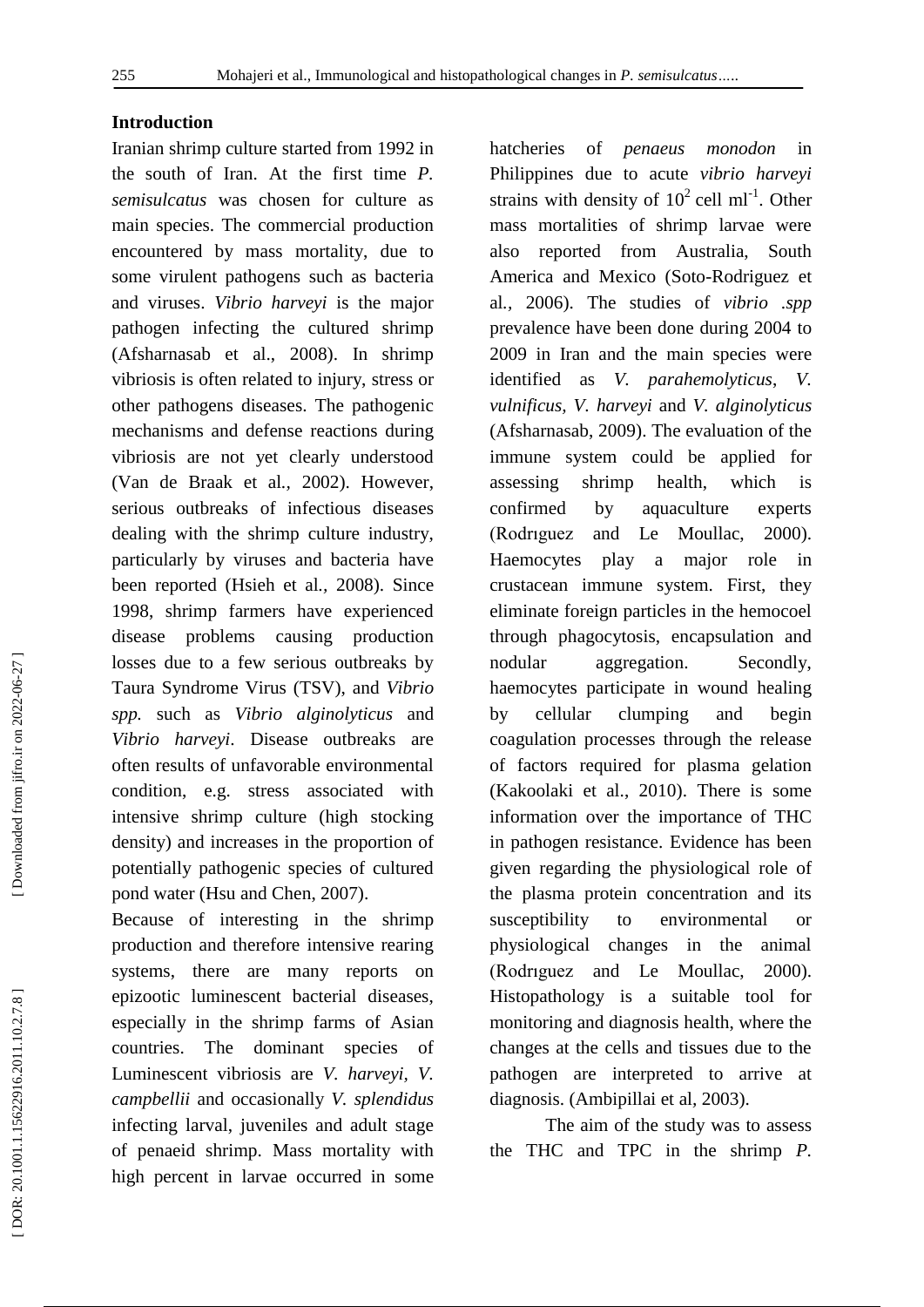## Introduction

Iranian shrimp culture started from 1992 in the south of Iran. At the first time *P. semisulcatus* was chosen for culture as main species. The commercial production encountered by mass mortality, due to some virulent pathogens such as bacteria and viruses. *Vibrio harveyi* is the major pathogen infecting the cultured shrimp (Afsharnasab et al., 2008). In shrimp vibriosis is often related to injury, stress or other pathogens diseases. The pathogenic mechanisms and defense reactions during vibriosis are not yet clearly understood (Van de Braak et al*.,* 2002). However, serious outbreaks of infectious diseases dealing with the shrimp culture industry, particularly by viruses and bacteria have been reported (Hsieh et al*.,* 2008). Since 1998, shrimp farmers have experienced disease problems causing production losses due to a few serious outbreaks by Taura Syndrome Virus (TSV), and *Vibrio spp.* such as *Vibrio alginolyticus* and *Vibrio harveyi*. Disease outbreaks are often results of unfavorable environmental condition, e.g. stress associated with intensive shrimp culture (high stocking density) and increases in the proportion of potentially pathogenic species of cultured pond water (Hsu and Chen, 2007).

Because of interesting in the shrimp production and therefore intensive rearing systems, there are many reports on epizootic luminescent bacterial diseases, especially in the shrimp farms of Asian countries. The dominant species of Luminescent vibriosis are *V. harveyi*, *V. campbellii* and occasionally *V. splendidus* infecting larval, juveniles and adult stage of penaeid shrimp. Mass mortality with high percent in larvae occurred in some hatcheries of *penaeus monodon* in Philippines due to acute *vibrio harveyi* strains with density of $10^2$ cell $ml^{-1}$. Other mass mortalities of shrimp larvae were also reported from Australia, South America and Mexico (Soto-Rodriguez et al*.*, 2006). The studies of *vibrio .spp* prevalence have been done during 2004 to 2009 in Iran and the main species were identified as *V. parahemolyticus*, *V. vulnificus, V. harveyi* and *V. alginolyticus* (Afsharnasab, 2009). The evaluation of the immune system could be applied for assessing shrimp health, which is confirmed by aquaculture experts (Rodrıguez and Le Moullac, 2000). Haemocytes play a major role in crustacean immune system. First, they eliminate foreign particles in the hemocoel through phagocytosis, encapsulation and nodular aggregation. Secondly, haemocytes participate in wound healing by cellular clumping and begin coagulation processes through the release of factors required for plasma gelation (Kakoolaki et al., 2010). There is some information over the importance of THC in pathogen resistance. Evidence has been given regarding the physiological role of the plasma protein concentration and its susceptibility to environmental or physiological changes in the animal (Rodrıguez and Le Moullac, 2000). Histopathology is a suitable tool for monitoring and diagnosis health, where the changes at the cells and tissues due to the pathogen are interpreted to arrive at diagnosis. (Ambipillai et al, 2003).

The aim of the study was to assess the THC and TPC in the shrimp *P.*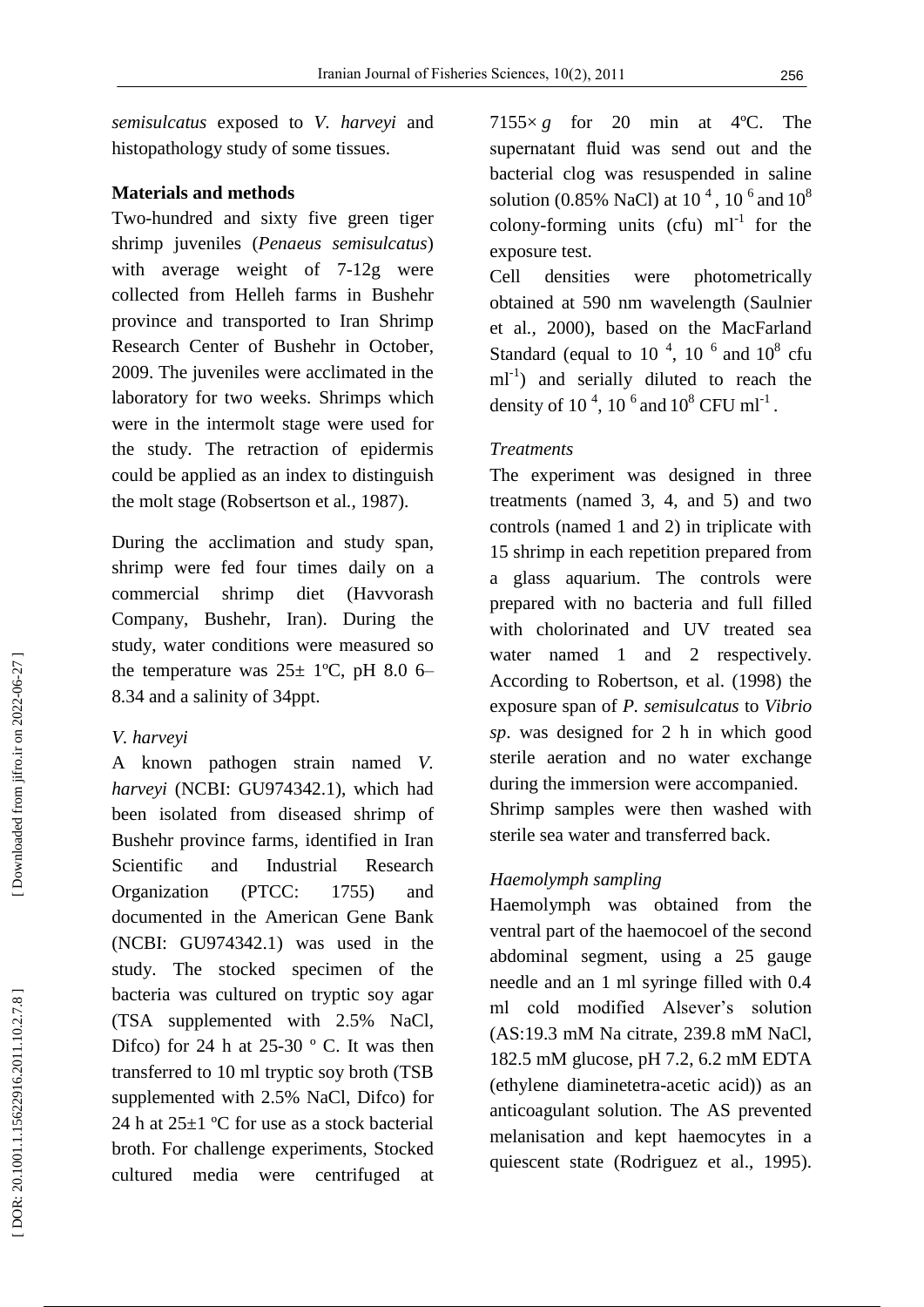*semisulcatus* exposed to *V. harveyi* and histopathology study of some tissues.

**Materials and methods**

Two-hundred and sixty five green tiger shrimp juveniles (*Penaeus semisulcatus*) with average weight of 7-12g were collected from Helleh farms in Bushehr province and transported to Iran Shrimp Research Center of Bushehr in October, 2009. The juveniles were acclimated in the laboratory for two weeks. Shrimps which were in the intermolt stage were used for the study. The retraction of epidermis could be applied as an index to distinguish the molt stage (Robsertson et al*.,* 1987).

During the acclimation and study span, shrimp were fed four times daily on a commercial shrimp diet (Havvorash Company, Bushehr, Iran). During the study, water conditions were measured so the temperature was 25± 1ºC, pH 8.0 6–8.34 and a salinity of 34ppt.

*V. harveyi*

A known pathogen strain named *V. harveyi* (NCBI: GU974342.1), which had been isolated from diseased shrimp of Bushehr province farms, identified in Iran Scientific and Industrial Research Organization (PTCC: 1755) and documented in the American Gene Bank (NCBI: GU974342.1) was used in the study. The stocked specimen of the bacteria was cultured on tryptic soy agar (TSA supplemented with 2.5% NaCl, Difco) for 24 h at 25-30 º C. It was then transferred to 10 ml tryptic soy broth (TSB supplemented with 2.5% NaCl, Difco) for 24 h at 25±1 ºC for use as a stock bacterial broth. For challenge experiments, Stocked cultured media were centrifuged at 7155× *g* for 20 min at 4ºC. The supernatant fluid was send out and the bacterial clog was resuspended in saline solution (0.85% NaCl) at $10^4$, $10^6$ and $10^8$ colony-forming units (cfu) $ml^{-1}$ for the exposure test.

Cell densities were photometrically obtained at 590 nm wavelength (Saulnier et al*.,* 2000), based on the MacFarland Standard (equal to $10^4$, $10^6$ and $10^8$ cfu $ml^{-1}$) and serially diluted to reach the density of $10^4$, $10^6$ and $10^8$ CFU $ml^{-1}$.

*Treatments*

The experiment was designed in three treatments (named 3, 4, and 5) and two controls (named 1 and 2) in triplicate with 15 shrimp in each repetition prepared from a glass aquarium. The controls were prepared with no bacteria and full filled with cholorinated and UV treated sea water named 1 and 2 respectively. According to Robertson, et al. (1998) the exposure span of *P. semisulcatus* to *Vibrio sp*. was designed for 2 h in which good sterile aeration and no water exchange during the immersion were accompanied. Shrimp samples were then washed with sterile sea water and transferred back.

*Haemolymph sampling*

Haemolymph was obtained from the ventral part of the haemocoel of the second abdominal segment, using a 25 gauge needle and an 1 ml syringe filled with 0.4 ml cold modified Alsever's solution (AS:19.3 mM Na citrate, 239.8 mM NaCl, 182.5 mM glucose, pH 7.2, 6.2 mM EDTA (ethylene diaminetetra-acetic acid)) as an anticoagulant solution. The AS prevented melanisation and kept haemocytes in a quiescent state (Rodriguez et al., 1995).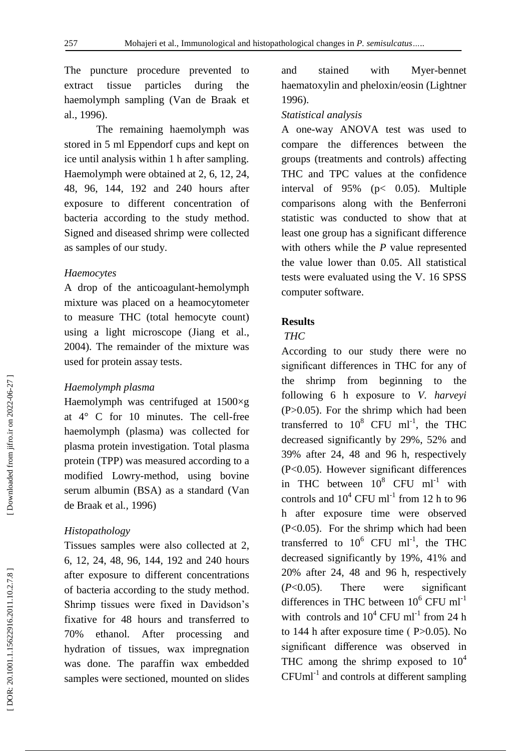The puncture procedure prevented to extract tissue particles during the haemolymph sampling (Van de Braak et al., 1996).

The remaining haemolymph was stored in 5 ml Eppendorf cups and kept on ice until analysis within 1 h after sampling. Haemolymph were obtained at 2, 6, 12, 24, 48, 96, 144, 192 and 240 hours after exposure to different concentration of bacteria according to the study method. Signed and diseased shrimp were collected as samples of our study.

*Haemocytes*

A drop of the anticoagulant-hemolymph mixture was placed on a heamocytometer to measure THC (total hemocyte count) using a light microscope (Jiang et al., 2004). The remainder of the mixture was used for protein assay tests.

*Haemolymph plasma*

Haemolymph was centrifuged at 1500×g at 4° C for 10 minutes. The cell-free haemolymph (plasma) was collected for plasma protein investigation. Total plasma protein (TPP) was measured according to a modified Lowry-method, using bovine serum albumin (BSA) as a standard (Van de Braak et al., 1996)

*Histopathology*

Tissues samples were also collected at 2, 6, 12, 24, 48, 96, 144, 192 and 240 hours after exposure to different concentrations of bacteria according to the study method. Shrimp tissues were fixed in Davidson's fixative for 48 hours and transferred to 70% ethanol. After processing and hydration of tissues, wax impregnation was done. The paraffin wax embedded samples were sectioned, mounted on slides and stained with Myer-bennet haematoxylin and pheloxin/eosin (Lightner 1996).

*Statistical analysis*

A one-way ANOVA test was used to compare the differences between the groups (treatments and controls) affecting THC and TPC values at the confidence interval of 95% ($p< 0.05$). Multiple comparisons along with the Benferroni statistic was conducted to show that at least one group has a significant difference with others while the *P* value represented the value lower than 0.05. All statistical tests were evaluated using the V. 16 SPSS computer software.

## Results

*THC*

According to our study there were no significant differences in THC for any of the shrimp from beginning to the following 6 h exposure to *V. harveyi* ($P>0.05$). For the shrimp which had been transferred to $10^8$ CFU $ml^{-1}$, the THC decreased significantly by 29%, 52% and 39% after 24, 48 and 96 h, respectively ($P<0.05$). However significant differences in THC between $10^8$ CFU $ml^{-1}$ with controls and $10^4$ CFU $ml^{-1}$ from 12 h to 96 h after exposure time were observed ($P<0.05$). For the shrimp which had been transferred to $10^6$ CFU $ml^{-1}$, the THC decreased significantly by 19%, 41% and 20% after 24, 48 and 96 h, respectively ($P<0.05$). There were significant differences in THC between $10^6$ CFU $ml^{-1}$ with controls and $10^4$ CFU $ml^{-1}$ from 24 h to 144 h after exposure time ( $P>0.05$). No significant difference was observed in THC among the shrimp exposed to $10^4$ $CFUml^{-1}$ and controls at different sampling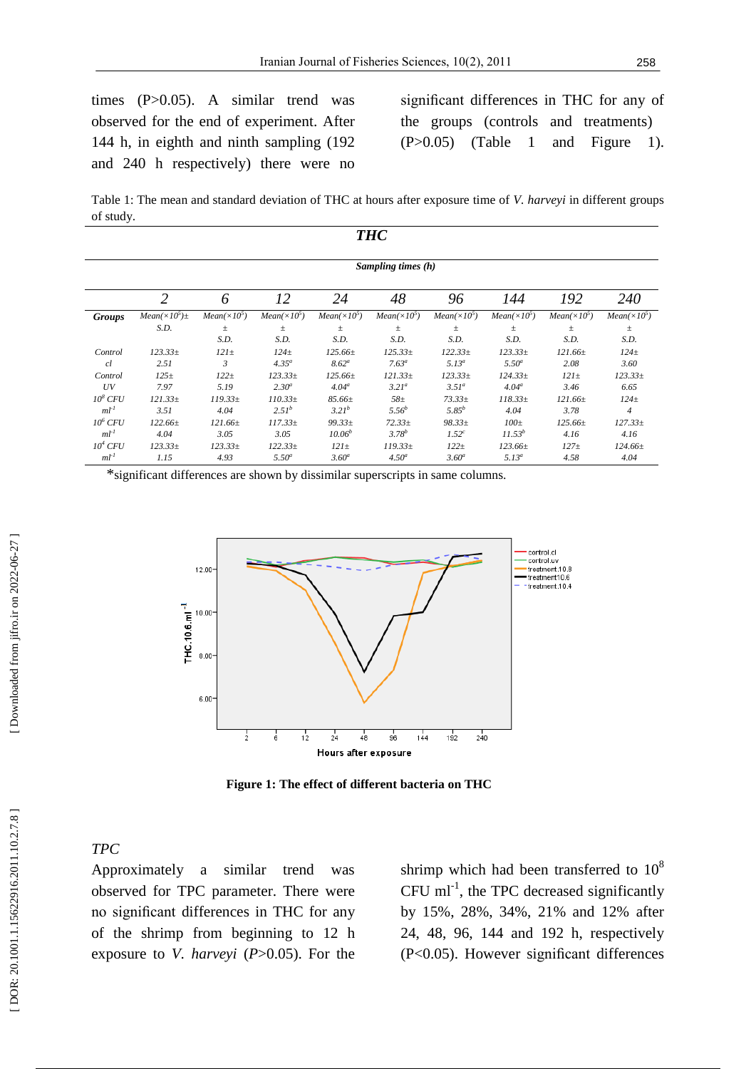times (P>0.05). A similar trend was observed for the end of experiment. After 144 h, in eighth and ninth sampling (192 and 240 h respectively) there were no significant differences in THC for any of the groups (controls and treatments) (P>0.05) (Table 1 and Figure 1).

Table 1: The mean and standard deviation of THC at hours after exposure time of *V. harveyi* in different groups of study.

| | THC | | | | | | | | |
|---|---|---|---|---|---|---|---|---|---|
| | Sampling times (h) | | | | | | | | |
| | 2 | 6 | 12 | 24 | 48 | 96 | 144 | 192 | 240 |
| **Groups** | Mean($\times10^5$)± S.D. | Mean($\times10^5$) ± S.D. | Mean($\times10^5$) ± S.D. | Mean($\times10^5$) ± S.D. | Mean($\times10^5$) ± S.D. | Mean($\times10^5$) ± S.D. | Mean($\times10^5$) ± S.D. | Mean($\times10^5$) ± S.D. | Mean($\times10^5$) ± S.D. |
| Control cl | 123.33± 2.51 | 121± 3 | 124± $4.35^a$ | 125.66± $8.62^a$ | 125.33± $7.63^a$ | 122.33± $5.13^a$ | 123.33± $5.50^a$ | 121.66± 2.08 | 124± 3.60 |
| Control UV | 125± 7.97 | 122± 5.19 | 123.33± $2.30^a$ | 125.66± $4.04^a$ | 121.33± $3.21^a$ | 123.33± $3.51^a$ | 124.33± $4.04^a$ | 121± 3.46 | 123.33± 6.65 |
| $10^8$ CFU $ml^{-1}$ | 121.33± 3.51 | 119.33± 4.04 | 110.33± $2.51^b$ | 85.66± $3.21^b$ | 58± $5.56^b$ | 73.33± $5.85^b$ | 118.33± 4.04 | 121.66± 3.78 | 124± 4 |
| $10^6$ CFU $ml^{-1}$ | 122.66± 4.04 | 121.66± 3.05 | 117.33± 3.05 | 99.33± $10.06^b$ | 72.33± $3.78^b$ | 98.33± $1.52^c$ | 100± $11.53^b$ | 125.66± 4.16 | 127.33± 4.16 |
| $10^4$ CFU $ml^{-1}$ | 123.33± 1.15 | 123.33± 4.93 | 122.33± $5.50^a$ | 121± $3.60^a$ | 119.33± $4.50^a$ | 122± $3.60^a$ | 123.66± $5.13^a$ | 127± 4.58 | 124.66± 4.04 |

*significant differences are shown by dissimilar superscripts in same columns.

THC.10.6.ml$^{-1}$
12.00
10.00
8.00
6.00
2 6 12 24 48 96 144 192 240
Hours after exposure
control.cl
control.uv
treatment.10.8
treatment10.6
treatment.10.4

**Figure 1: The effect of different bacteria on THC**

*TPC*

Approximately a similar trend was observed for TPC parameter. There were no significant differences in THC for any of the shrimp from beginning to 12 h exposure to *V. harveyi* (*P*>0.05). For the shrimp which had been transferred to $10^8$ CFU $ml^{-1}$, the TPC decreased significantly by 15%, 28%, 34%, 21% and 12% after 24, 48, 96, 144 and 192 h, respectively (P<0.05). However significant differences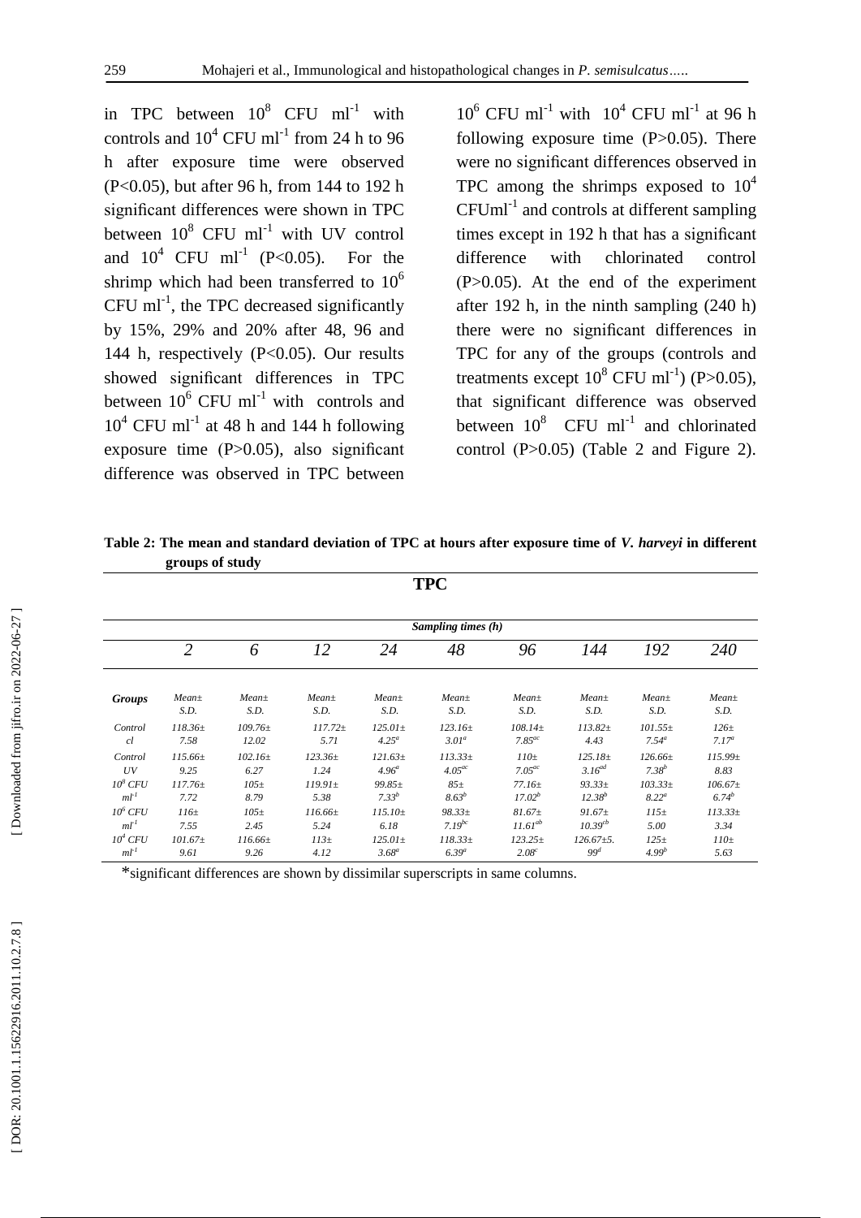in TPC between $10^8$ CFU $ml^{-1}$ with controls and $10^4$ CFU $ml^{-1}$ from 24 h to 96 h after exposure time were observed (P<0.05), but after 96 h, from 144 to 192 h significant differences were shown in TPC between $10^8$ CFU $ml^{-1}$ with UV control and $10^4$ CFU $ml^{-1}$ (P<0.05). For the shrimp which had been transferred to $10^6$ CFU $ml^{-1}$, the TPC decreased significantly by 15%, 29% and 20% after 48, 96 and 144 h, respectively (P<0.05). Our results showed significant differences in TPC between $10^6$ CFU $ml^{-1}$ with controls and $10^4$ CFU $ml^{-1}$ at 48 h and 144 h following exposure time (P>0.05), also significant difference was observed in TPC between $10^6$ CFU $ml^{-1}$ with $10^4$ CFU $ml^{-1}$ at 96 h following exposure time (P>0.05). There were no significant differences observed in TPC among the shrimps exposed to $10^4$ CFU$ml^{-1}$ and controls at different sampling times except in 192 h that has a significant difference with chlorinated control (P>0.05). At the end of the experiment after 192 h, in the ninth sampling (240 h) there were no significant differences in TPC for any of the groups (controls and treatments except $10^8$ CFU $ml^{-1}$) (P>0.05), that significant difference was observed between $10^8$ CFU $ml^{-1}$ and chlorinated control (P>0.05) (Table 2 and Figure 2).

**Table 2: The mean and standard deviation of TPC at hours after exposure time of *V. harveyi* in different groups of study**

| | TPC | | | | | | | | |
|---|---|---|---|---|---|---|---|---|---|
| | Sampling times (h) | | | | | | | | |
| | 2 | 6 | 12 | 24 | 48 | 96 | 144 | 192 | 240 |
| **Groups** | Mean± S.D. | Mean± S.D. | Mean± S.D. | Mean± S.D. | Mean± S.D. | Mean± S.D. | Mean± S.D. | Mean± S.D. | Mean± S.D. |
| Control cl | 118.36± 7.58 | 109.76± 12.02 | 117.72± 5.71 | 125.01± $4.25^a$ | 123.16± $3.01^a$ | 108.14± $7.85^{ac}$ | 113.82± 4.43 | 101.55± $7.54^a$ | 126± $7.17^a$ |
| Control UV | 115.66± 9.25 | 102.16± 6.27 | 123.36± 1.24 | 121.63± $4.96^a$ | 113.33± $4.05^{ac}$ | 110± $7.05^{ac}$ | 125.18± $3.16^{ad}$ | 126.66± $7.38^b$ | 115.99± 8.83 |
| $10^8$ CFU $ml^{-1}$ | 117.76± 7.72 | 105± 8.79 | 119.91± 5.38 | 99.85± $7.33^b$ | 85± $8.63^b$ | 77.16± $17.02^b$ | 93.33± $12.38^b$ | 103.33± $8.22^a$ | 106.67± $6.74^b$ |
| $10^6$ CFU $ml^{-1}$ | 116± 7.55 | 105± 2.45 | 116.66± 5.24 | 115.10± 6.18 | 98.33± $7.19^{bc}$ | 81.67± $11.61^{ab}$ | 91.67± $10.39^{cb}$ | 115± 5.00 | 113.33± 3.34 |
| $10^4$ CFU $ml^{-1}$ | 101.67± 9.61 | 116.66± 9.26 | 113± 4.12 | 125.01± $3.68^a$ | 118.33± $6.39^a$ | 123.25± $2.08^c$ | 126.67±5. $99^d$ | 125± $4.99^b$ | 110± 5.63 |

*significant differences are shown by dissimilar superscripts in same columns.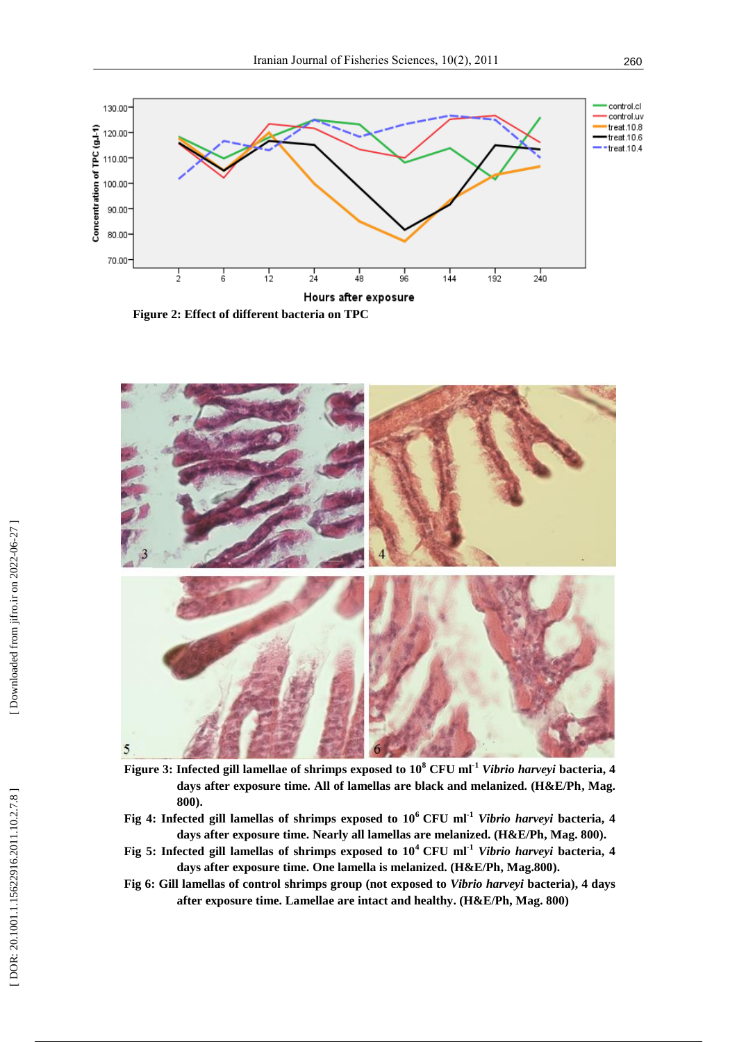Concentration of TPC (g.l-1)

130.00
120.00
110.00
100.00
90.00
80.00
70.00

2 6 12 24 48 96 144 192 240

Hours after exposure

control.cl
control.uv
treat.10.8
treat.10.6
treat.10.4

**Figure 2: Effect of different bacteria on TPC**

3 4 5 6

**Figure 3: Infected gill lamellae of shrimps exposed to $10^8$ CFU ml$^{-1}$ *Vibrio harveyi* bacteria, 4 days after exposure time. All of lamellas are black and melanized. (H&E/Ph, Mag. 800).**

**Fig 4: Infected gill lamellas of shrimps exposed to $10^6$ CFU ml$^{-1}$ *Vibrio harveyi* bacteria, 4 days after exposure time. Nearly all lamellas are melanized. (H&E/Ph, Mag. 800).**

**Fig 5: Infected gill lamellas of shrimps exposed to $10^4$ CFU ml$^{-1}$ *Vibrio harveyi* bacteria, 4 days after exposure time. One lamella is melanized. (H&E/Ph, Mag.800).**

**Fig 6: Gill lamellas of control shrimps group (not exposed to *Vibrio harveyi* bacteria), 4 days after exposure time. Lamellae are intact and healthy. (H&E/Ph, Mag. 800)**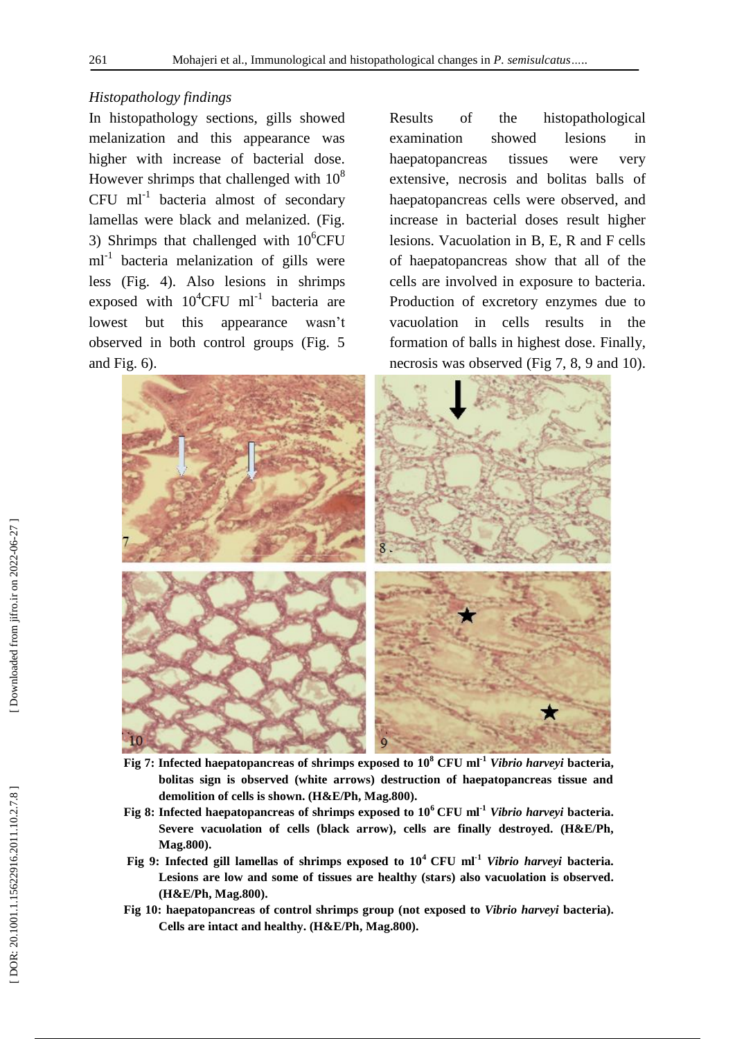*Histopathology findings*

In histopathology sections, gills showed melanization and this appearance was higher with increase of bacterial dose. However shrimps that challenged with $10^8$ CFU $ml^{-1}$ bacteria almost of secondary lamellas were black and melanized. (Fig. 3) Shrimps that challenged with $10^6$CFU $ml^{-1}$ bacteria melanization of gills were less (Fig. 4). Also lesions in shrimps exposed with $10^4$CFU $ml^{-1}$ bacteria are lowest but this appearance wasn't observed in both control groups (Fig. 5 and Fig. 6).

Results of the histopathological examination showed lesions in haepatopancreas tissues were very extensive, necrosis and bolitas balls of haepatopancreas cells were observed, and increase in bacterial doses result higher lesions. Vacuolation in B, E, R and F cells of haepatopancreas show that all of the cells are involved in exposure to bacteria. Production of excretory enzymes due to vacuolation in cells results in the formation of balls in highest dose. Finally, necrosis was observed (Fig 7, 8, 9 and 10).

**Fig 7: Infected haepatopancreas of shrimps exposed to $10^8$ CFU $ml^{-1}$ *Vibrio harveyi* bacteria, bolitas sign is observed (white arrows) destruction of haepatopancreas tissue and demolition of cells is shown. (H&E/Ph, Mag.800).**

**Fig 8: Infected haepatopancreas of shrimps exposed to $10^6$ CFU $ml^{-1}$ *Vibrio harveyi* bacteria. Severe vacuolation of cells (black arrow), cells are finally destroyed. (H&E/Ph, Mag.800).**

**Fig 9: Infected gill lamellas of shrimps exposed to $10^4$ CFU $ml^{-1}$ *Vibrio harveyi* bacteria. Lesions are low and some of tissues are healthy (stars) also vacuolation is observed. (H&E/Ph, Mag.800).**

**Fig 10: haepatopancreas of control shrimps group (not exposed to *Vibrio harveyi* bacteria). Cells are intact and healthy. (H&E/Ph, Mag.800).**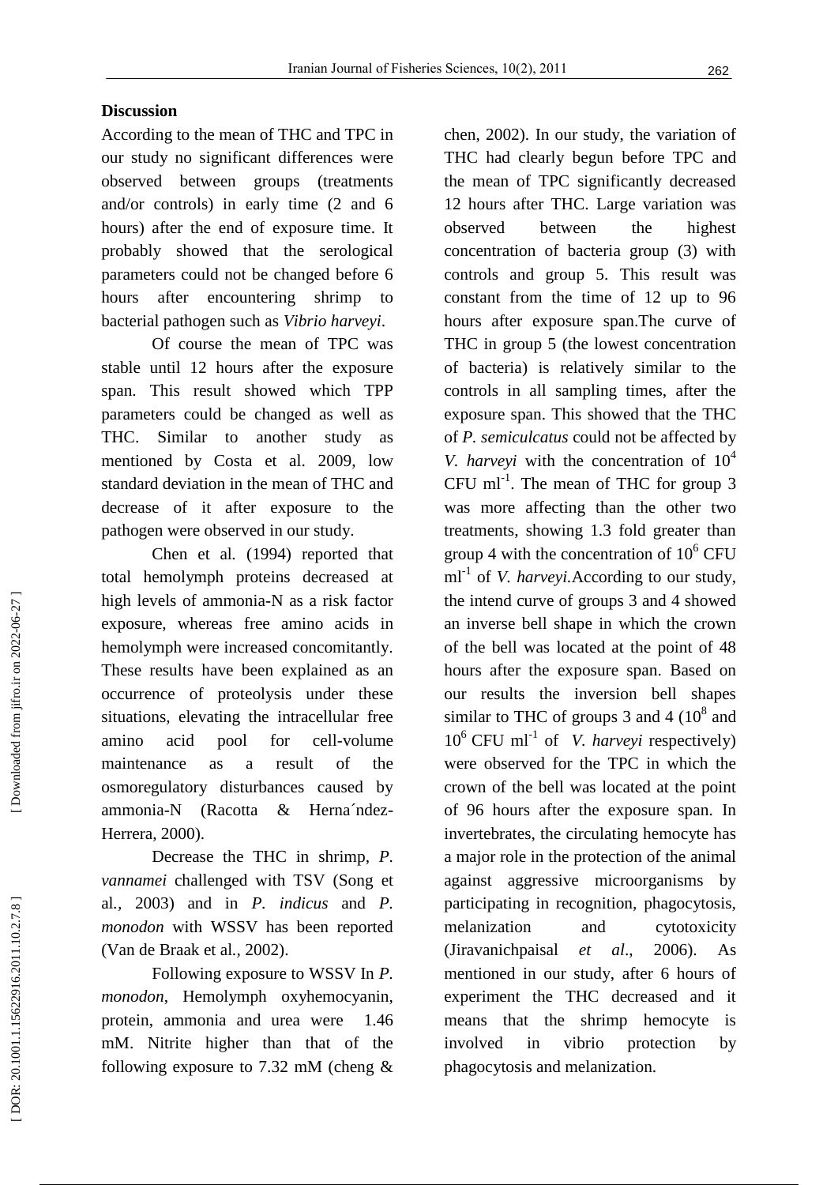## Discussion

According to the mean of THC and TPC in our study no significant differences were observed between groups (treatments and/or controls) in early time (2 and 6 hours) after the end of exposure time. It probably showed that the serological parameters could not be changed before 6 hours after encountering shrimp to bacterial pathogen such as *Vibrio harveyi*.

Of course the mean of TPC was stable until 12 hours after the exposure span. This result showed which TPP parameters could be changed as well as THC. Similar to another study as mentioned by Costa et al. 2009, low standard deviation in the mean of THC and decrease of it after exposure to the pathogen were observed in our study.

Chen et al. (1994) reported that total hemolymph proteins decreased at high levels of ammonia-N as a risk factor exposure, whereas free amino acids in hemolymph were increased concomitantly. These results have been explained as an occurrence of proteolysis under these situations, elevating the intracellular free amino acid pool for cell-volume maintenance as a result of the osmoregulatory disturbances caused by ammonia-N (Racotta & Herna´ndez-Herrera, 2000).

Decrease the THC in shrimp, *P. vannamei* challenged with TSV (Song et al., 2003) and in *P. indicus* and *P. monodon* with WSSV has been reported (Van de Braak et al., 2002).

Following exposure to WSSV In *P. monodon*, Hemolymph oxyhemocyanin, protein, ammonia and urea were 1.46 mM. Nitrite higher than that of the following exposure to 7.32 mM (cheng & chen, 2002). In our study, the variation of THC had clearly begun before TPC and the mean of TPC significantly decreased 12 hours after THC. Large variation was observed between the highest concentration of bacteria group (3) with controls and group 5. This result was constant from the time of 12 up to 96 hours after exposure span.The curve of THC in group 5 (the lowest concentration of bacteria) is relatively similar to the controls in all sampling times, after the exposure span. This showed that the THC of *P. semiculcatus* could not be affected by *V. harveyi* with the concentration of $10^4$ CFU $ml^{-1}$. The mean of THC for group 3 was more affecting than the other two treatments, showing 1.3 fold greater than group 4 with the concentration of $10^6$ CFU $ml^{-1}$ of *V. harveyi*.According to our study, the intend curve of groups 3 and 4 showed an inverse bell shape in which the crown of the bell was located at the point of 48 hours after the exposure span. Based on our results the inversion bell shapes similar to THC of groups 3 and 4 ($10^8$ and $10^6$ CFU $ml^{-1}$ of *V. harveyi* respectively) were observed for the TPC in which the crown of the bell was located at the point of 96 hours after the exposure span. In invertebrates, the circulating hemocyte has a major role in the protection of the animal against aggressive microorganisms by participating in recognition, phagocytosis, melanization and cytotoxicity (Jiravanichpaisal *et al*., 2006). As mentioned in our study, after 6 hours of experiment the THC decreased and it means that the shrimp hemocyte is involved in vibrio protection by phagocytosis and melanization.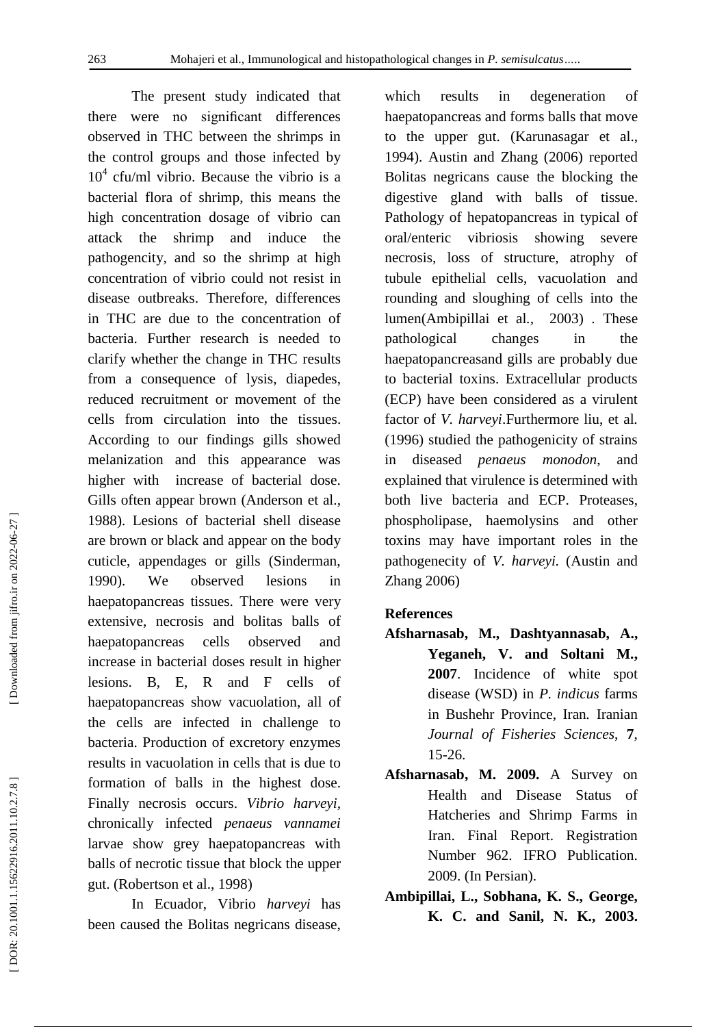The present study indicated that there were no significant differences observed in THC between the shrimps in the control groups and those infected by $10^4$ cfu/ml vibrio. Because the vibrio is a bacterial flora of shrimp, this means the high concentration dosage of vibrio can attack the shrimp and induce the pathogencity, and so the shrimp at high concentration of vibrio could not resist in disease outbreaks. Therefore, differences in THC are due to the concentration of bacteria. Further research is needed to clarify whether the change in THC results from a consequence of lysis, diapedes, reduced recruitment or movement of the cells from circulation into the tissues. According to our findings gills showed melanization and this appearance was higher with increase of bacterial dose. Gills often appear brown (Anderson et al., 1988). Lesions of bacterial shell disease are brown or black and appear on the body cuticle, appendages or gills (Sinderman, 1990). We observed lesions in haepatopancreas tissues. There were very extensive, necrosis and bolitas balls of haepatopancreas cells observed and increase in bacterial doses result in higher lesions. B, E, R and F cells of haepatopancreas show vacuolation, all of the cells are infected in challenge to bacteria. Production of excretory enzymes results in vacuolation in cells that is due to formation of balls in the highest dose. Finally necrosis occurs. *Vibrio harveyi*, chronically infected *penaeus vannamei* larvae show grey haepatopancreas with balls of necrotic tissue that block the upper gut. (Robertson et al., 1998)

In Ecuador, Vibrio *harveyi* has been caused the Bolitas negricans disease, which results in degeneration of haepatopancreas and forms balls that move to the upper gut. (Karunasagar et al., 1994). Austin and Zhang (2006) reported Bolitas negricans cause the blocking the digestive gland with balls of tissue. Pathology of hepatopancreas in typical of oral/enteric vibriosis showing severe necrosis, loss of structure, atrophy of tubule epithelial cells, vacuolation and rounding and sloughing of cells into the lumen(Ambipillai et al., 2003) . These pathological changes in the haepatopancreasand gills are probably due to bacterial toxins. Extracellular products (ECP) have been considered as a virulent factor of *V. harveyi*.Furthermore liu, et al. (1996) studied the pathogenicity of strains in diseased *penaeus monodon*, and explained that virulence is determined with both live bacteria and ECP. Proteases, phospholipase, haemolysins and other toxins may have important roles in the pathogenecity of *V. harveyi.* (Austin and Zhang 2006)

## References

**Afsharnasab, M., Dashtyannasab, A., Yeganeh, V. and Soltani M., 2007**. Incidence of white spot disease (WSD) in *P. indicus* farms in Bushehr Province, Iran. Iranian *Journal of Fisheries Sciences*, **7**, 15-26.

**Afsharnasab, M. 2009.** A Survey on Health and Disease Status of Hatcheries and Shrimp Farms in Iran. Final Report. Registration Number 962. IFRO Publication. 2009. (In Persian).

**Ambipillai, L., Sobhana, K. S., George, K. C. and Sanil, N. K., 2003.**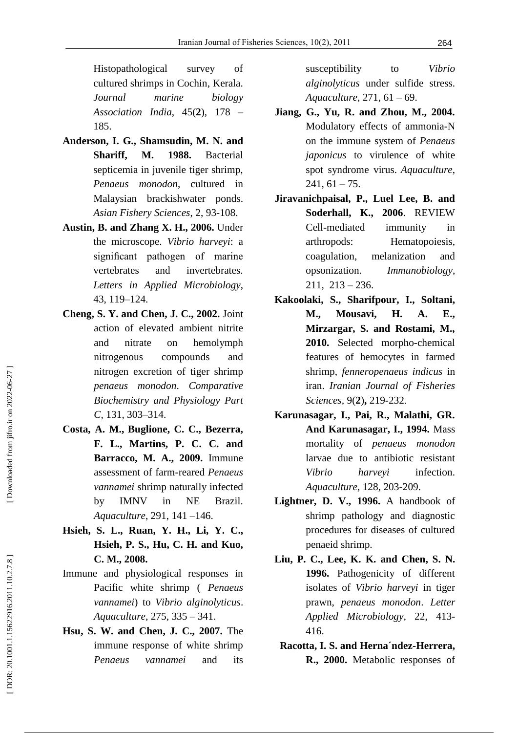Histopathological survey of cultured shrimps in Cochin, Kerala. *Journal marine biology Association India*, 45(**2**), 178 – 185.

**Anderson, I. G., Shamsudin, M. N. and Shariff, M. 1988.** Bacterial septicemia in juvenile tiger shrimp, *Penaeus monodon*, cultured in Malaysian brackishwater ponds. *Asian Fishery Sciences*, 2, 93-108.

**Austin, B. and Zhang X. H., 2006.** Under the microscope. *Vibrio harveyi*: a significant pathogen of marine vertebrates and invertebrates. *Letters in Applied Microbiology*, 43, 119–124.

**Cheng, S. Y. and Chen, J. C., 2002.** Joint action of elevated ambient nitrite and nitrate on hemolymph nitrogenous compounds and nitrogen excretion of tiger shrimp *penaeus monodon*. *Comparative Biochemistry and Physiology Part C*, 131, 303–314.

**Costa, A. M., Buglione, C. C., Bezerra, F. L., Martins, P. C. C. and Barracco, M. A., 2009.** Immune assessment of farm-reared *Penaeus vannamei* shrimp naturally infected by IMNV in NE Brazil. *Aquaculture*, 291, 141 –146.

**Hsieh, S. L., Ruan, Y. H., Li, Y. C., Hsieh, P. S., Hu, C. H. and Kuo, C. M., 2008.** Immune and physiological responses in Pacific white shrimp ( *Penaeus vannamei*) to *Vibrio alginolyticus*. *Aquaculture*, 275, 335 – 341.

**Hsu, S. W. and Chen, J. C., 2007.** The immune response of white shrimp *Penaeus vannamei* and its susceptibility to *Vibrio alginolyticus* under sulfide stress. *Aquaculture*, 271, 61 – 69.

**Jiang, G., Yu, R. and Zhou, M., 2004.** Modulatory effects of ammonia-N on the immune system of *Penaeus japonicus* to virulence of white spot syndrome virus. *Aquaculture*, 241, 61 – 75.

**Jiravanichpaisal, P., Luel Lee, B. and Soderhall, K., 2006**. REVIEW Cell-mediated immunity in arthropods: Hematopoiesis, coagulation, melanization and opsonization. *Immunobiology*, 211, 213 – 236.

**Kakoolaki, S., Sharifpour, I., Soltani, M., Mousavi, H. A. E., Mirzargar, S. and Rostami, M., 2010.** Selected morpho-chemical features of hemocytes in farmed shrimp, *fenneropenaeus indicus* in iran. *Iranian Journal of Fisheries Sciences*, 9(**2**)**,** 219-232.

**Karunasagar, I., Pai, R., Malathi, GR. And Karunasagar, I., 1994.** Mass mortality of *penaeus monodon* larvae due to antibiotic resistant *Vibrio harveyi* infection. *Aquaculture*, 128, 203-209.

**Lightner, D. V., 1996.** A handbook of shrimp pathology and diagnostic procedures for diseases of cultured penaeid shrimp.

**Liu, P. C., Lee, K. K. and Chen, S. N. 1996.** Pathogenicity of different isolates of *Vibrio harveyi* in tiger prawn, *penaeus monodon*. *Letter Applied Microbiology*, 22, 413-416.

**Racotta, I. S. and Herna´ndez-Herrera, R., 2000.** Metabolic responses of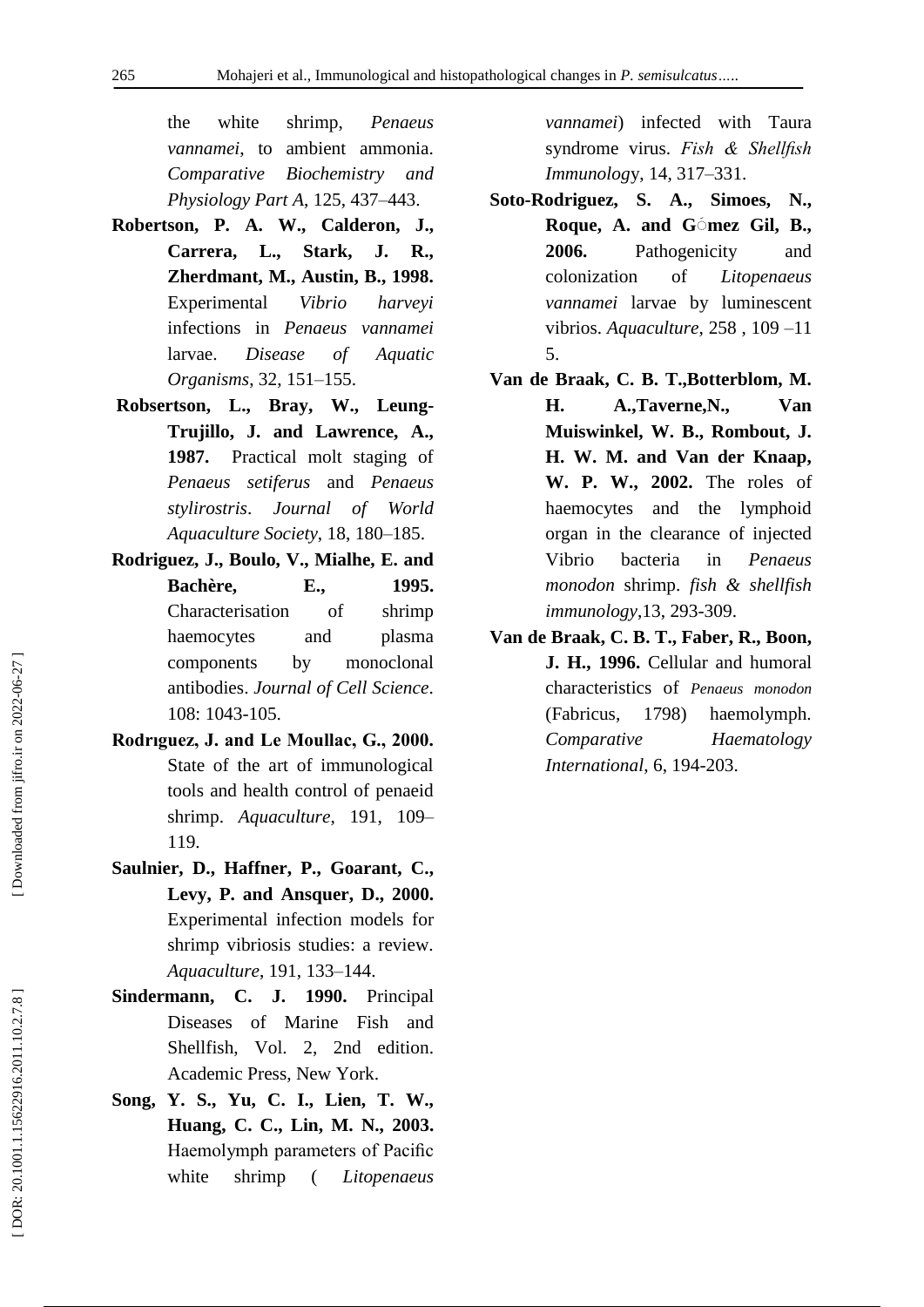the white shrimp, *Penaeus vannamei*, to ambient ammonia. *Comparative Biochemistry and Physiology Part A*, 125, 437–443.

**Robertson, P. A. W., Calderon, J., Carrera, L., Stark, J. R., Zherdmant, M., Austin, B., 1998.** Experimental *Vibrio harveyi* infections in *Penaeus vannamei* larvae. *Disease of Aquatic Organisms*, 32, 151–155.

**Robsertson, L., Bray, W., Leung-Trujillo, J. and Lawrence, A., 1987.** Practical molt staging of *Penaeus setiferus* and *Penaeus stylirostris*. *Journal of World Aquaculture Society*, 18, 180–185.

**Rodriguez, J., Boulo, V., Mialhe, E. and Bachère, E., 1995.** Characterisation of shrimp haemocytes and plasma components by monoclonal antibodies. *Journal of Cell Science*. 108: 1043-105.

**Rodrıguez, J. and Le Moullac, G., 2000.** State of the art of immunological tools and health control of penaeid shrimp. *Aquaculture*, 191, 109–119.

**Saulnier, D., Haffner, P., Goarant, C., Levy, P. and Ansquer, D., 2000.** Experimental infection models for shrimp vibriosis studies: a review. *Aquaculture*, 191, 133–144.

**Sindermann, C. J. 1990.** Principal Diseases of Marine Fish and Shellfish, Vol. 2, 2nd edition. Academic Press, New York.

**Song, Y. S., Yu, C. I., Lien, T. W., Huang, C. C., Lin, M. N., 2003.** Haemolymph parameters of Pacific white shrimp ( *Litopenaeus vannamei*) infected with Taura syndrome virus. *Fish & Shellfish Immunolog*y, 14, 317–331.

**Soto-Rodriguez, S. A., Simoes, N., Roque, A. and Gómez Gil, B., 2006.** Pathogenicity and colonization of *Litopenaeus vannamei* larvae by luminescent vibrios. *Aquaculture*, 258 , 109 –11 5.

**Van de Braak, C. B. T.,Botterblom, M. H. A.,Taverne,N., Van Muiswinkel, W. B., Rombout, J. H. W. M. and Van der Knaap, W. P. W., 2002.** The roles of haemocytes and the lymphoid organ in the clearance of injected Vibrio bacteria in *Penaeus monodon* shrimp. *fish & shellfish immunology*,13, 293-309.

**Van de Braak, C. B. T., Faber, R., Boon, J. H., 1996.** Cellular and humoral characteristics of *Penaeus monodon* (Fabricus, 1798) haemolymph. *Comparative Haematology International*, 6, 194-203.